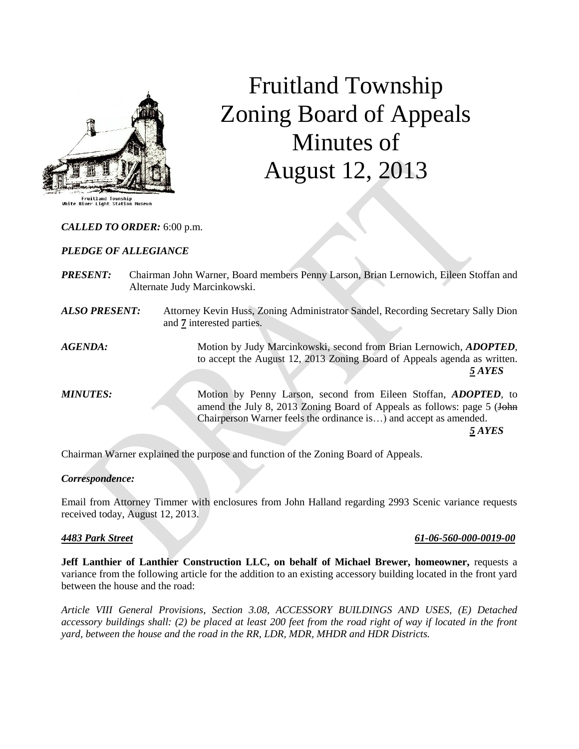# Fruitland Township Zoning Board of Appeals Minutes of August 12, 2013

Fruitland Township
White River Light Station Museum

***CALLED TO ORDER:*** 6:00 p.m.

***PLEDGE OF ALLEGIANCE***

***PRESENT:*** Chairman John Warner, Board members Penny Larson, Brian Lernowich, Eileen Stoffan and Alternate Judy Marcinkowski.

***ALSO PRESENT:*** Attorney Kevin Huss, Zoning Administrator Sandel, Recording Secretary Sally Dion and **7** interested parties.

***AGENDA:*** Motion by Judy Marcinkowski, second from Brian Lernowich, ***ADOPTED***, to accept the August 12, 2013 Zoning Board of Appeals agenda as written.
***5 AYES***

***MINUTES:*** Motion by Penny Larson, second from Eileen Stoffan, ***ADOPTED***, to amend the July 8, 2013 Zoning Board of Appeals as follows: page 5 (~~John~~ Chairperson Warner feels the ordinance is…) and accept as amended.
***5 AYES***

Chairman Warner explained the purpose and function of the Zoning Board of Appeals.

***Correspondence:***

Email from Attorney Timmer with enclosures from John Halland regarding 2993 Scenic variance requests received today, August 12, 2013.

***4483 Park Street*** ***61-06-560-000-0019-00***

**Jeff Lanthier of Lanthier Construction LLC, on behalf of Michael Brewer, homeowner,** requests a variance from the following article for the addition to an existing accessory building located in the front yard between the house and the road:

*Article VIII General Provisions, Section 3.08, ACCESSORY BUILDINGS AND USES, (E) Detached accessory buildings shall: (2) be placed at least 200 feet from the road right of way if located in the front yard, between the house and the road in the RR, LDR, MDR, MHDR and HDR Districts.*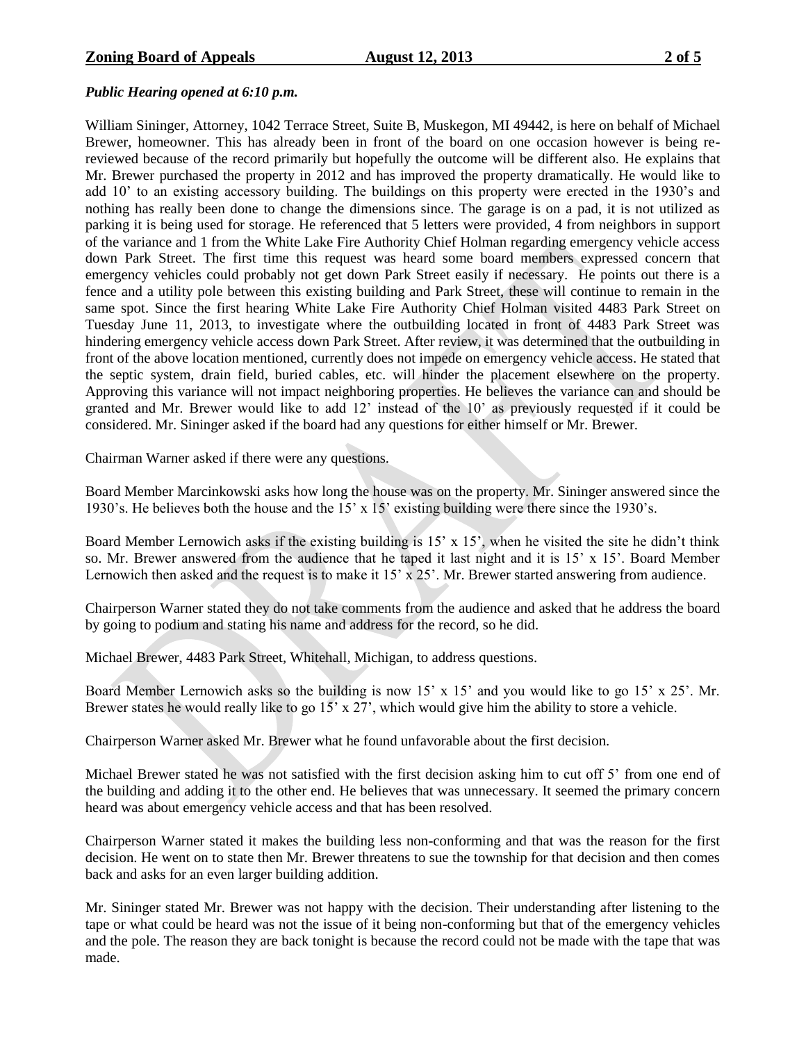*Public Hearing opened at 6:10 p.m.*

William Sininger, Attorney, 1042 Terrace Street, Suite B, Muskegon, MI 49442, is here on behalf of Michael Brewer, homeowner. This has already been in front of the board on one occasion however is being re-reviewed because of the record primarily but hopefully the outcome will be different also. He explains that Mr. Brewer purchased the property in 2012 and has improved the property dramatically. He would like to add 10' to an existing accessory building. The buildings on this property were erected in the 1930's and nothing has really been done to change the dimensions since. The garage is on a pad, it is not utilized as parking it is being used for storage. He referenced that 5 letters were provided, 4 from neighbors in support of the variance and 1 from the White Lake Fire Authority Chief Holman regarding emergency vehicle access down Park Street. The first time this request was heard some board members expressed concern that emergency vehicles could probably not get down Park Street easily if necessary. He points out there is a fence and a utility pole between this existing building and Park Street, these will continue to remain in the same spot. Since the first hearing White Lake Fire Authority Chief Holman visited 4483 Park Street on Tuesday June 11, 2013, to investigate where the outbuilding located in front of 4483 Park Street was hindering emergency vehicle access down Park Street. After review, it was determined that the outbuilding in front of the above location mentioned, currently does not impede on emergency vehicle access. He stated that the septic system, drain field, buried cables, etc. will hinder the placement elsewhere on the property. Approving this variance will not impact neighboring properties. He believes the variance can and should be granted and Mr. Brewer would like to add 12' instead of the 10' as previously requested if it could be considered. Mr. Sininger asked if the board had any questions for either himself or Mr. Brewer.

Chairman Warner asked if there were any questions.

Board Member Marcinkowski asks how long the house was on the property. Mr. Sininger answered since the 1930's. He believes both the house and the 15' x 15' existing building were there since the 1930's.

Board Member Lernowich asks if the existing building is 15' x 15', when he visited the site he didn't think so. Mr. Brewer answered from the audience that he taped it last night and it is 15' x 15'. Board Member Lernowich then asked and the request is to make it 15' x 25'. Mr. Brewer started answering from audience.

Chairperson Warner stated they do not take comments from the audience and asked that he address the board by going to podium and stating his name and address for the record, so he did.

Michael Brewer, 4483 Park Street, Whitehall, Michigan, to address questions.

Board Member Lernowich asks so the building is now 15' x 15' and you would like to go 15' x 25'. Mr. Brewer states he would really like to go 15' x 27', which would give him the ability to store a vehicle.

Chairperson Warner asked Mr. Brewer what he found unfavorable about the first decision.

Michael Brewer stated he was not satisfied with the first decision asking him to cut off 5' from one end of the building and adding it to the other end. He believes that was unnecessary. It seemed the primary concern heard was about emergency vehicle access and that has been resolved.

Chairperson Warner stated it makes the building less non-conforming and that was the reason for the first decision. He went on to state then Mr. Brewer threatens to sue the township for that decision and then comes back and asks for an even larger building addition.

Mr. Sininger stated Mr. Brewer was not happy with the decision. Their understanding after listening to the tape or what could be heard was not the issue of it being non-conforming but that of the emergency vehicles and the pole. The reason they are back tonight is because the record could not be made with the tape that was made.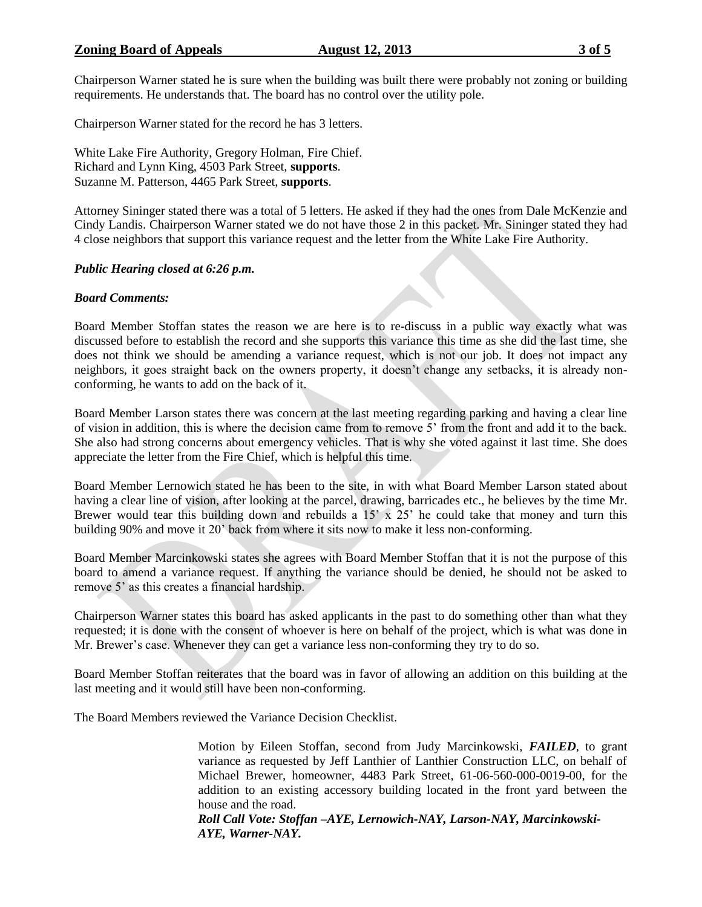Chairperson Warner stated he is sure when the building was built there were probably not zoning or building requirements. He understands that. The board has no control over the utility pole.

Chairperson Warner stated for the record he has 3 letters.

White Lake Fire Authority, Gregory Holman, Fire Chief.
Richard and Lynn King, 4503 Park Street, **supports**.
Suzanne M. Patterson, 4465 Park Street, **supports**.

Attorney Sininger stated there was a total of 5 letters. He asked if they had the ones from Dale McKenzie and Cindy Landis. Chairperson Warner stated we do not have those 2 in this packet. Mr. Sininger stated they had 4 close neighbors that support this variance request and the letter from the White Lake Fire Authority.

***Public Hearing closed at 6:26 p.m.***

***Board Comments:***

Board Member Stoffan states the reason we are here is to re-discuss in a public way exactly what was discussed before to establish the record and she supports this variance this time as she did the last time, she does not think we should be amending a variance request, which is not our job. It does not impact any neighbors, it goes straight back on the owners property, it doesn't change any setbacks, it is already non-conforming, he wants to add on the back of it.

Board Member Larson states there was concern at the last meeting regarding parking and having a clear line of vision in addition, this is where the decision came from to remove 5' from the front and add it to the back. She also had strong concerns about emergency vehicles. That is why she voted against it last time. She does appreciate the letter from the Fire Chief, which is helpful this time.

Board Member Lernowich stated he has been to the site, in with what Board Member Larson stated about having a clear line of vision, after looking at the parcel, drawing, barricades etc., he believes by the time Mr. Brewer would tear this building down and rebuilds a 15' x 25' he could take that money and turn this building 90% and move it 20' back from where it sits now to make it less non-conforming.

Board Member Marcinkowski states she agrees with Board Member Stoffan that it is not the purpose of this board to amend a variance request. If anything the variance should be denied, he should not be asked to remove 5' as this creates a financial hardship.

Chairperson Warner states this board has asked applicants in the past to do something other than what they requested; it is done with the consent of whoever is here on behalf of the project, which is what was done in Mr. Brewer's case. Whenever they can get a variance less non-conforming they try to do so.

Board Member Stoffan reiterates that the board was in favor of allowing an addition on this building at the last meeting and it would still have been non-conforming.

The Board Members reviewed the Variance Decision Checklist.

> Motion by Eileen Stoffan, second from Judy Marcinkowski, ***FAILED***, to grant variance as requested by Jeff Lanthier of Lanthier Construction LLC, on behalf of Michael Brewer, homeowner, 4483 Park Street, 61-06-560-000-0019-00, for the addition to an existing accessory building located in the front yard between the house and the road.
> ***Roll Call Vote: Stoffan –AYE, Lernowich-NAY, Larson-NAY, Marcinkowski-AYE, Warner-NAY.***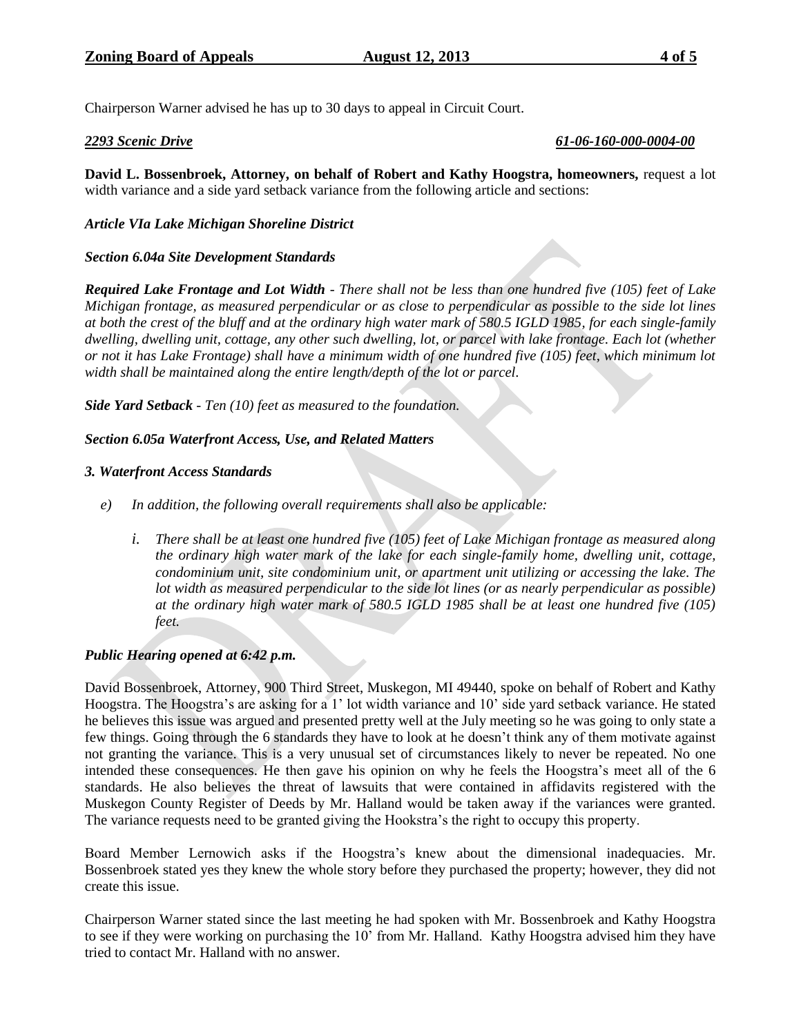Chairperson Warner advised he has up to 30 days to appeal in Circuit Court.

***2293 Scenic Drive*** ***61-06-160-000-0004-00***

**David L. Bossenbroek, Attorney, on behalf of Robert and Kathy Hoogstra, homeowners,** request a lot width variance and a side yard setback variance from the following article and sections:

***Article VIa Lake Michigan Shoreline District***

***Section 6.04a Site Development Standards***

***Required Lake Frontage and Lot Width** - There shall not be less than one hundred five (105) feet of Lake Michigan frontage, as measured perpendicular or as close to perpendicular as possible to the side lot lines at both the crest of the bluff and at the ordinary high water mark of 580.5 IGLD 1985, for each single-family dwelling, dwelling unit, cottage, any other such dwelling, lot, or parcel with lake frontage. Each lot (whether or not it has Lake Frontage) shall have a minimum width of one hundred five (105) feet, which minimum lot width shall be maintained along the entire length/depth of the lot or parcel.*

***Side Yard Setback** - Ten (10) feet as measured to the foundation.*

***Section 6.05a Waterfront Access, Use, and Related Matters***

***3. Waterfront Access Standards***

*e) In addition, the following overall requirements shall also be applicable:*

*i. There shall be at least one hundred five (105) feet of Lake Michigan frontage as measured along the ordinary high water mark of the lake for each single-family home, dwelling unit, cottage, condominium unit, site condominium unit, or apartment unit utilizing or accessing the lake. The lot width as measured perpendicular to the side lot lines (or as nearly perpendicular as possible) at the ordinary high water mark of 580.5 IGLD 1985 shall be at least one hundred five (105) feet.*

***Public Hearing opened at 6:42 p.m.***

David Bossenbroek, Attorney, 900 Third Street, Muskegon, MI 49440, spoke on behalf of Robert and Kathy Hoogstra. The Hoogstra's are asking for a 1' lot width variance and 10' side yard setback variance. He stated he believes this issue was argued and presented pretty well at the July meeting so he was going to only state a few things. Going through the 6 standards they have to look at he doesn't think any of them motivate against not granting the variance. This is a very unusual set of circumstances likely to never be repeated. No one intended these consequences. He then gave his opinion on why he feels the Hoogstra's meet all of the 6 standards. He also believes the threat of lawsuits that were contained in affidavits registered with the Muskegon County Register of Deeds by Mr. Halland would be taken away if the variances were granted. The variance requests need to be granted giving the Hookstra's the right to occupy this property.

Board Member Lernowich asks if the Hoogstra's knew about the dimensional inadequacies. Mr. Bossenbroek stated yes they knew the whole story before they purchased the property; however, they did not create this issue.

Chairperson Warner stated since the last meeting he had spoken with Mr. Bossenbroek and Kathy Hoogstra to see if they were working on purchasing the 10' from Mr. Halland. Kathy Hoogstra advised him they have tried to contact Mr. Halland with no answer.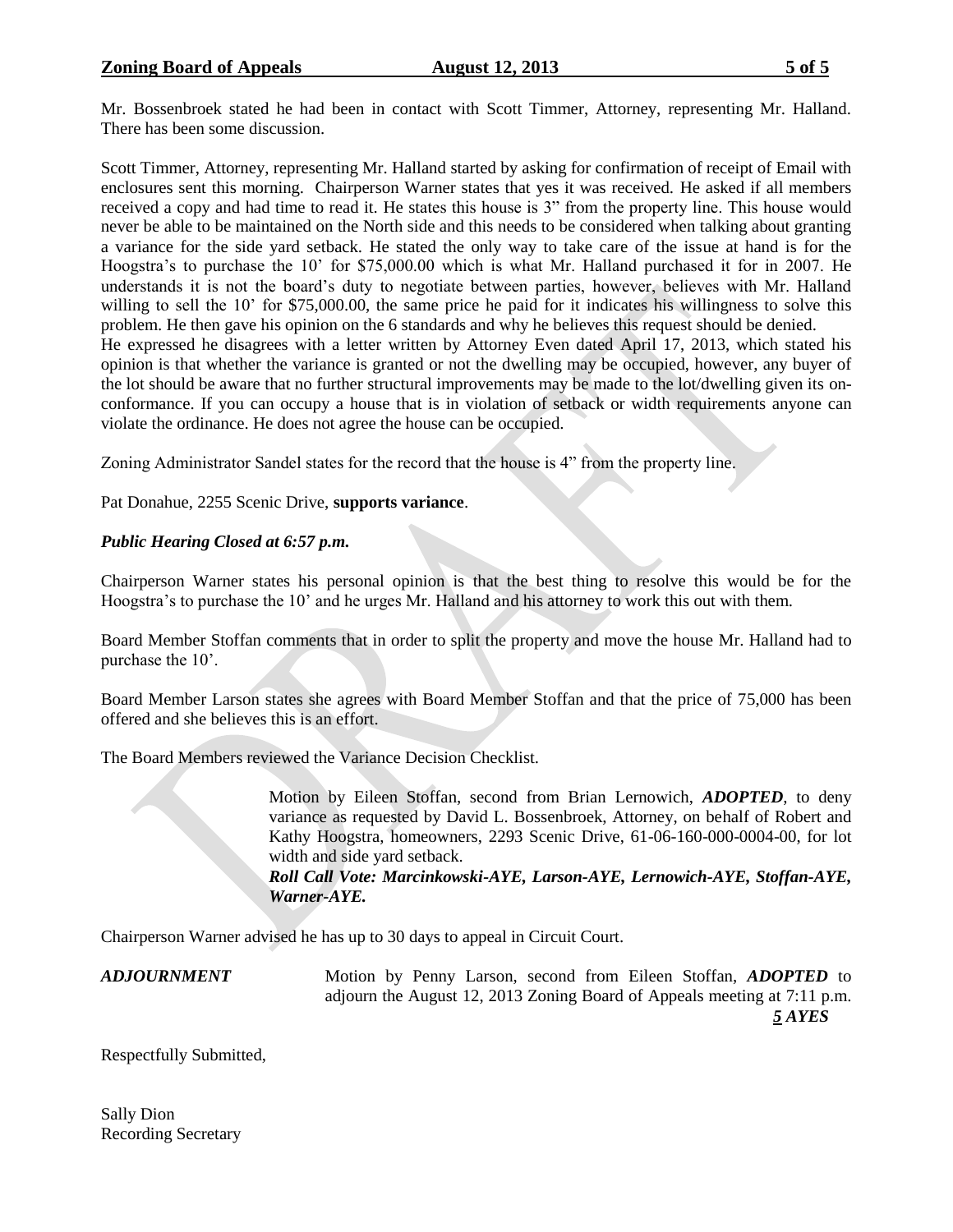Mr. Bossenbroek stated he had been in contact with Scott Timmer, Attorney, representing Mr. Halland. There has been some discussion.

Scott Timmer, Attorney, representing Mr. Halland started by asking for confirmation of receipt of Email with enclosures sent this morning. Chairperson Warner states that yes it was received. He asked if all members received a copy and had time to read it. He states this house is 3" from the property line. This house would never be able to be maintained on the North side and this needs to be considered when talking about granting a variance for the side yard setback. He stated the only way to take care of the issue at hand is for the Hoogstra's to purchase the 10' for $75,000.00 which is what Mr. Halland purchased it for in 2007. He understands it is not the board's duty to negotiate between parties, however, believes with Mr. Halland willing to sell the 10' for $75,000.00, the same price he paid for it indicates his willingness to solve this problem. He then gave his opinion on the 6 standards and why he believes this request should be denied.
He expressed he disagrees with a letter written by Attorney Even dated April 17, 2013, which stated his opinion is that whether the variance is granted or not the dwelling may be occupied, however, any buyer of the lot should be aware that no further structural improvements may be made to the lot/dwelling given its on-conformance. If you can occupy a house that is in violation of setback or width requirements anyone can violate the ordinance. He does not agree the house can be occupied.

Zoning Administrator Sandel states for the record that the house is 4" from the property line.

Pat Donahue, 2255 Scenic Drive, **supports variance**.

***Public Hearing Closed at 6:57 p.m.***

Chairperson Warner states his personal opinion is that the best thing to resolve this would be for the Hoogstra's to purchase the 10' and he urges Mr. Halland and his attorney to work this out with them.

Board Member Stoffan comments that in order to split the property and move the house Mr. Halland had to purchase the 10'.

Board Member Larson states she agrees with Board Member Stoffan and that the price of 75,000 has been offered and she believes this is an effort.

The Board Members reviewed the Variance Decision Checklist.

> Motion by Eileen Stoffan, second from Brian Lernowich, ***ADOPTED***, to deny variance as requested by David L. Bossenbroek, Attorney, on behalf of Robert and Kathy Hoogstra, homeowners, 2293 Scenic Drive, 61-06-160-000-0004-00, for lot width and side yard setback.
> ***Roll Call Vote: Marcinkowski-AYE, Larson-AYE, Lernowich-AYE, Stoffan-AYE, Warner-AYE.***

Chairperson Warner advised he has up to 30 days to appeal in Circuit Court.

***ADJOURNMENT*** Motion by Penny Larson, second from Eileen Stoffan, ***ADOPTED*** to adjourn the August 12, 2013 Zoning Board of Appeals meeting at 7:11 p.m.
***5 AYES***

Respectfully Submitted,

Sally Dion
Recording Secretary